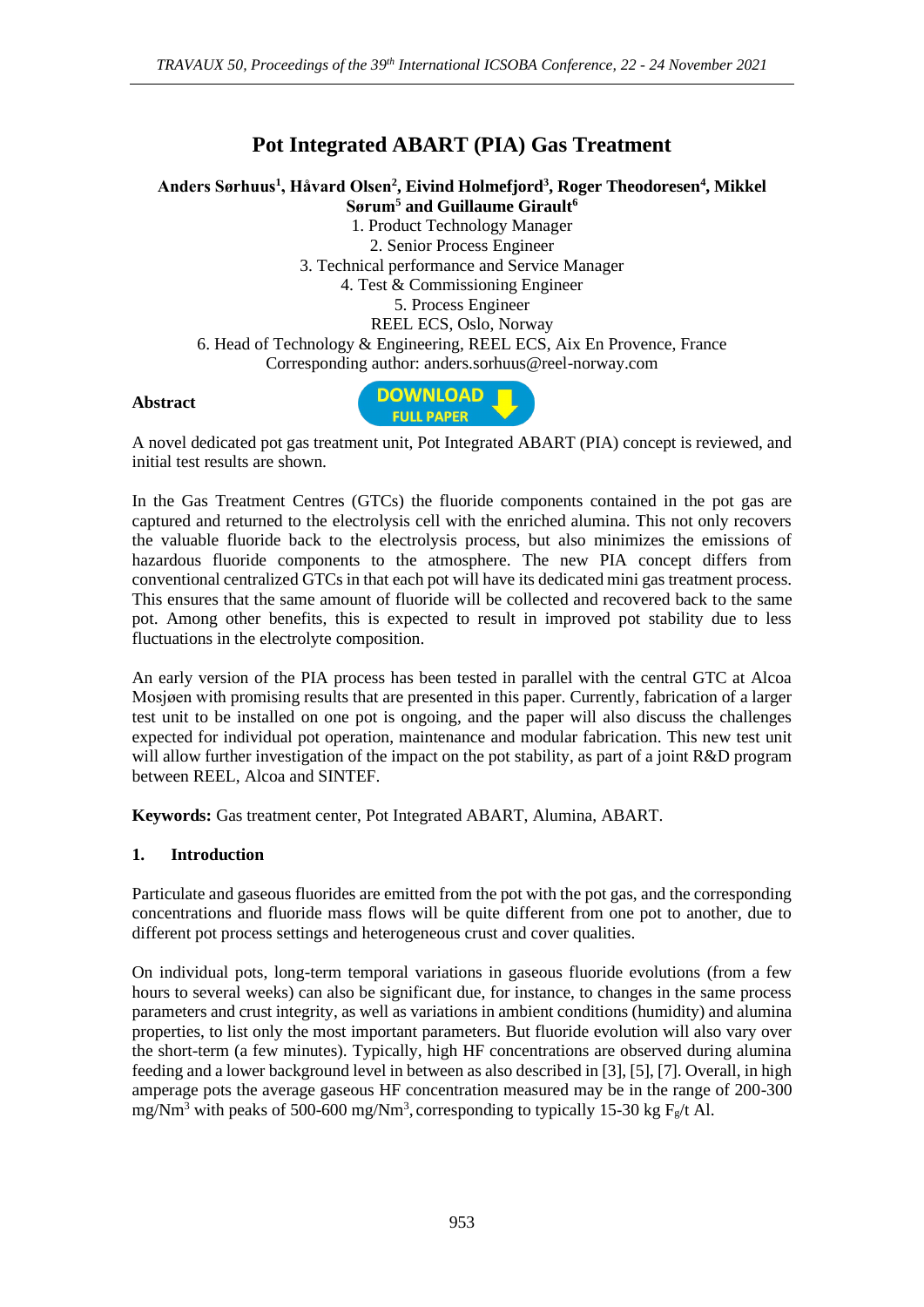# Pot Integrated ABART (PIA) Gas Treatment

**Anders Sørhuus[1], Håvard Olsen[2], Eivind Holmefjord[3], Roger Theodoresen[4], Mikkel Sørum[5] and Guillaume Girault[6]**

1. Product Technology Manager
2. Senior Process Engineer
3. Technical performance and Service Manager
4. Test & Commissioning Engineer
5. Process Engineer

REEL ECS, Oslo, Norway

6. Head of Technology & Engineering, REEL ECS, Aix En Provence, France

Corresponding author: anders.sorhuus@reel-norway.com

**Abstract**

A novel dedicated pot gas treatment unit, Pot Integrated ABART (PIA) concept is reviewed, and initial test results are shown.

In the Gas Treatment Centres (GTCs) the fluoride components contained in the pot gas are captured and returned to the electrolysis cell with the enriched alumina. This not only recovers the valuable fluoride back to the electrolysis process, but also minimizes the emissions of hazardous fluoride components to the atmosphere. The new PIA concept differs from conventional centralized GTCs in that each pot will have its dedicated mini gas treatment process. This ensures that the same amount of fluoride will be collected and recovered back to the same pot. Among other benefits, this is expected to result in improved pot stability due to less fluctuations in the electrolyte composition.

An early version of the PIA process has been tested in parallel with the central GTC at Alcoa Mosjøen with promising results that are presented in this paper. Currently, fabrication of a larger test unit to be installed on one pot is ongoing, and the paper will also discuss the challenges expected for individual pot operation, maintenance and modular fabrication. This new test unit will allow further investigation of the impact on the pot stability, as part of a joint R&D program between REEL, Alcoa and SINTEF.

**Keywords:** Gas treatment center, Pot Integrated ABART, Alumina, ABART.

## 1. Introduction

Particulate and gaseous fluorides are emitted from the pot with the pot gas, and the corresponding concentrations and fluoride mass flows will be quite different from one pot to another, due to different pot process settings and heterogeneous crust and cover qualities.

On individual pots, long-term temporal variations in gaseous fluoride evolutions (from a few hours to several weeks) can also be significant due, for instance, to changes in the same process parameters and crust integrity, as well as variations in ambient conditions (humidity) and alumina properties, to list only the most important parameters. But fluoride evolution will also vary over the short-term (a few minutes). Typically, high HF concentrations are observed during alumina feeding and a lower background level in between as also described in [3], [5], [7]. Overall, in high amperage pots the average gaseous HF concentration measured may be in the range of 200-300 mg/Nm$^3$ with peaks of 500-600 mg/Nm$^3$, corresponding to typically 15-30 kg $F_g$/t Al.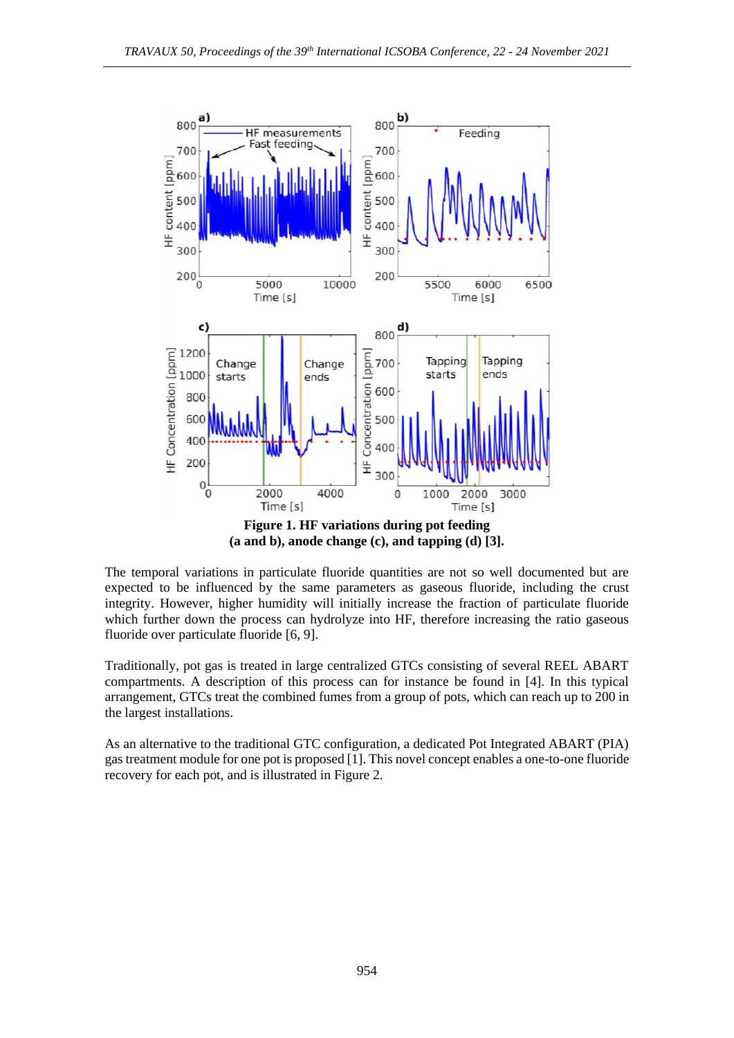**Figure 1. HF variations during pot feeding (a and b), anode change (c), and tapping (d) [3].**

The temporal variations in particulate fluoride quantities are not so well documented but are expected to be influenced by the same parameters as gaseous fluoride, including the crust integrity. However, higher humidity will initially increase the fraction of particulate fluoride which further down the process can hydrolyze into HF, therefore increasing the ratio gaseous fluoride over particulate fluoride [6, 9].

Traditionally, pot gas is treated in large centralized GTCs consisting of several REEL ABART compartments. A description of this process can for instance be found in [4]. In this typical arrangement, GTCs treat the combined fumes from a group of pots, which can reach up to 200 in the largest installations.

As an alternative to the traditional GTC configuration, a dedicated Pot Integrated ABART (PIA) gas treatment module for one pot is proposed [1]. This novel concept enables a one-to-one fluoride recovery for each pot, and is illustrated in Figure 2.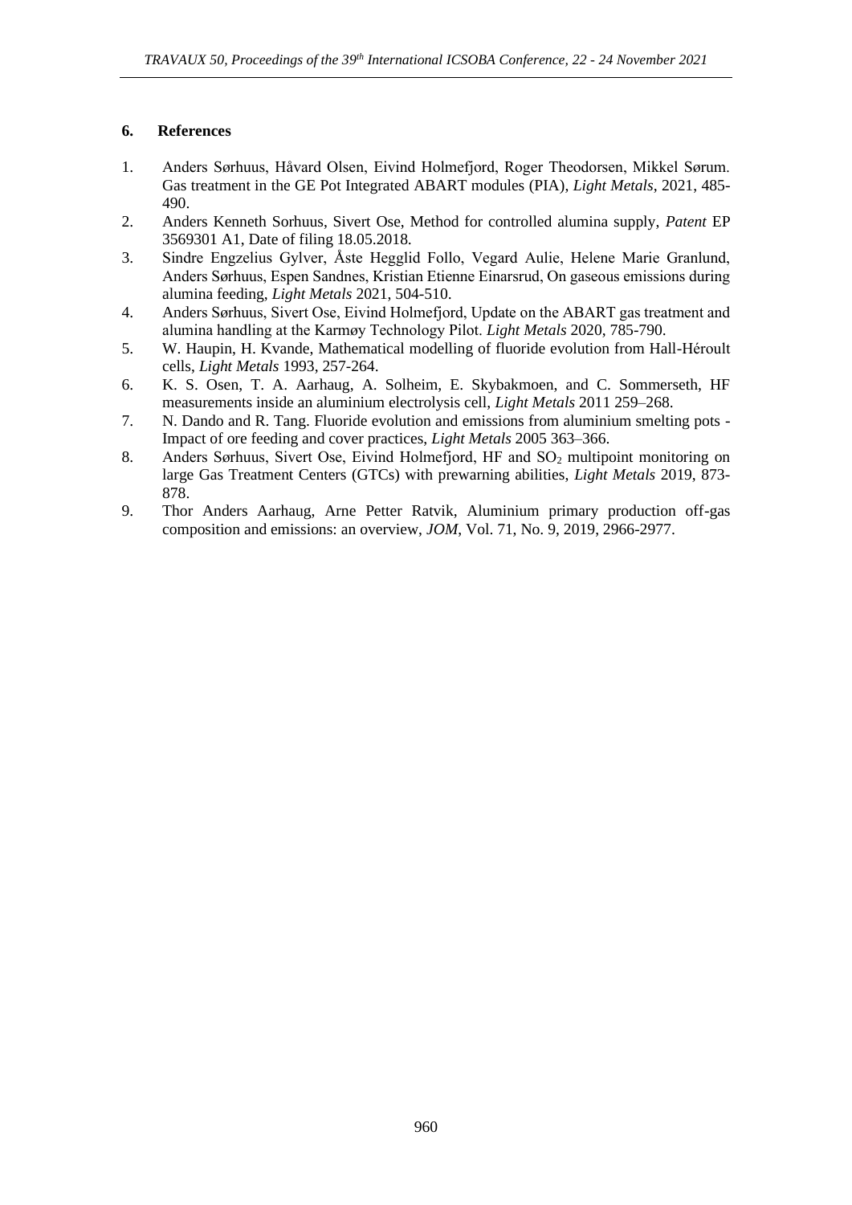## 6. References

1. Anders Sørhuus, Håvard Olsen, Eivind Holmefjord, Roger Theodorsen, Mikkel Sørum. Gas treatment in the GE Pot Integrated ABART modules (PIA), *Light Metals*, 2021, 485-490.
2. Anders Kenneth Sorhuus, Sivert Ose, Method for controlled alumina supply, *Patent* EP 3569301 A1, Date of filing 18.05.2018.
3. Sindre Engzelius Gylver, Åste Hegglid Follo, Vegard Aulie, Helene Marie Granlund, Anders Sørhuus, Espen Sandnes, Kristian Etienne Einarsrud, On gaseous emissions during alumina feeding, *Light Metals* 2021, 504-510.
4. Anders Sørhuus, Sivert Ose, Eivind Holmefjord, Update on the ABART gas treatment and alumina handling at the Karmøy Technology Pilot. *Light Metals* 2020, 785-790.
5. W. Haupin, H. Kvande, Mathematical modelling of fluoride evolution from Hall-Héroult cells, *Light Metals* 1993, 257-264.
6. K. S. Osen, T. A. Aarhaug, A. Solheim, E. Skybakmoen, and C. Sommerseth, HF measurements inside an aluminium electrolysis cell, *Light Metals* 2011 259–268.
7. N. Dando and R. Tang. Fluoride evolution and emissions from aluminium smelting pots - Impact of ore feeding and cover practices, *Light Metals* 2005 363–366.
8. Anders Sørhuus, Sivert Ose, Eivind Holmefjord, HF and $SO_2$ multipoint monitoring on large Gas Treatment Centers (GTCs) with prewarning abilities, *Light Metals* 2019, 873-878.
9. Thor Anders Aarhaug, Arne Petter Ratvik, Aluminium primary production off-gas composition and emissions: an overview, *JOM*, Vol. 71, No. 9, 2019, 2966-2977.